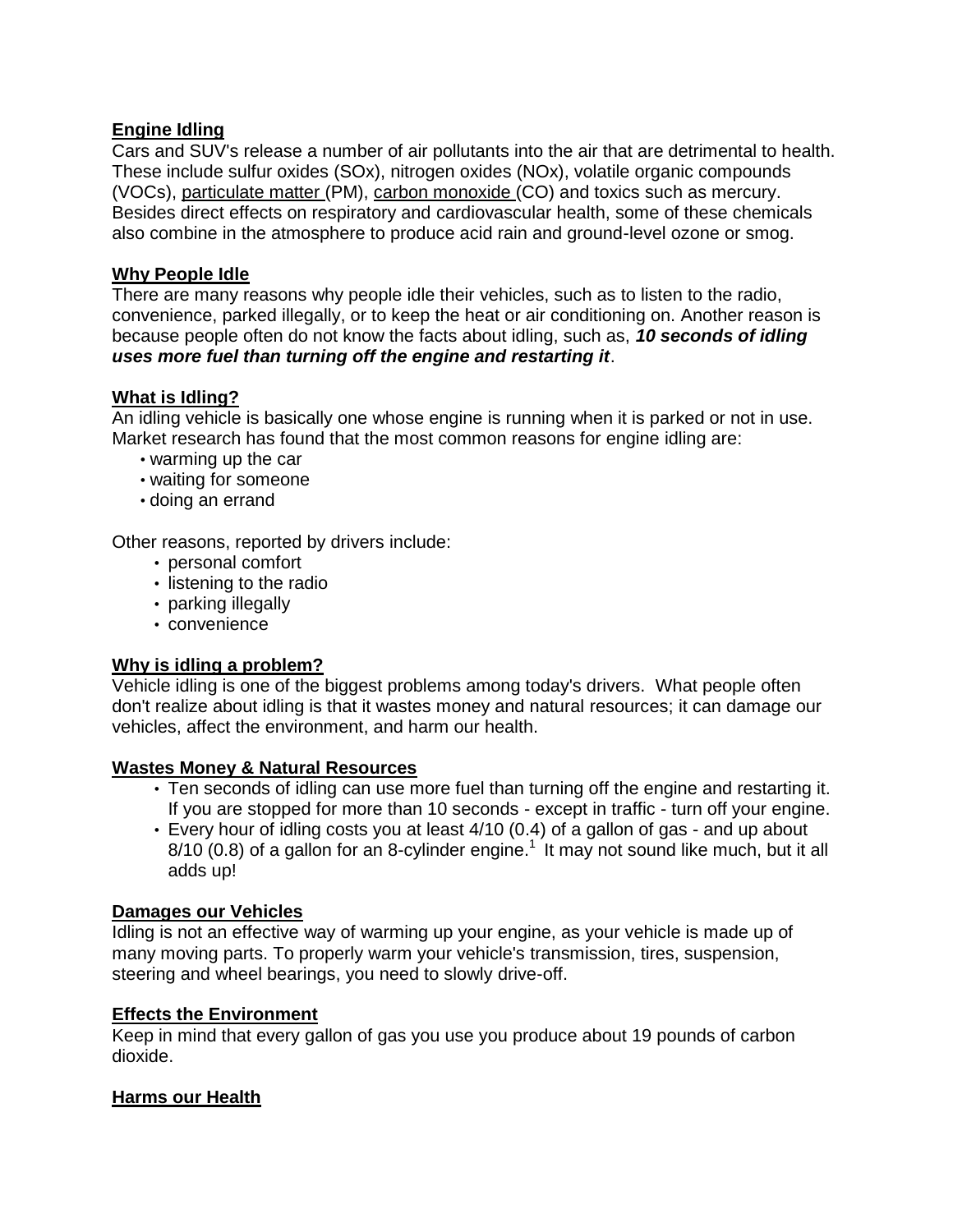## Engine Idling

Cars and SUV's release a number of air pollutants into the air that are detrimental to health. These include sulfur oxides (SOx), nitrogen oxides (NOx), volatile organic compounds (VOCs), particulate matter (PM), carbon monoxide (CO) and toxics such as mercury. Besides direct effects on respiratory and cardiovascular health, some of these chemicals also combine in the atmosphere to produce acid rain and ground-level ozone or smog.

## Why People Idle

There are many reasons why people idle their vehicles, such as to listen to the radio, convenience, parked illegally, or to keep the heat or air conditioning on. Another reason is because people often do not know the facts about idling, such as, ***10 seconds of idling uses more fuel than turning off the engine and restarting it***.

## What is Idling?

An idling vehicle is basically one whose engine is running when it is parked or not in use. Market research has found that the most common reasons for engine idling are:

- warming up the car
- waiting for someone
- doing an errand

Other reasons, reported by drivers include:

- personal comfort
- listening to the radio
- parking illegally
- convenience

## Why is idling a problem?

Vehicle idling is one of the biggest problems among today's drivers. What people often don't realize about idling is that it wastes money and natural resources; it can damage our vehicles, affect the environment, and harm our health.

## Wastes Money & Natural Resources

- Ten seconds of idling can use more fuel than turning off the engine and restarting it. If you are stopped for more than 10 seconds - except in traffic - turn off your engine.
- Every hour of idling costs you at least 4/10 (0.4) of a gallon of gas - and up about 8/10 (0.8) of a gallon for an 8-cylinder engine.[1] It may not sound like much, but it all adds up!

## Damages our Vehicles

Idling is not an effective way of warming up your engine, as your vehicle is made up of many moving parts. To properly warm your vehicle's transmission, tires, suspension, steering and wheel bearings, you need to slowly drive-off.

## Effects the Environment

Keep in mind that every gallon of gas you use you produce about 19 pounds of carbon dioxide.

## Harms our Health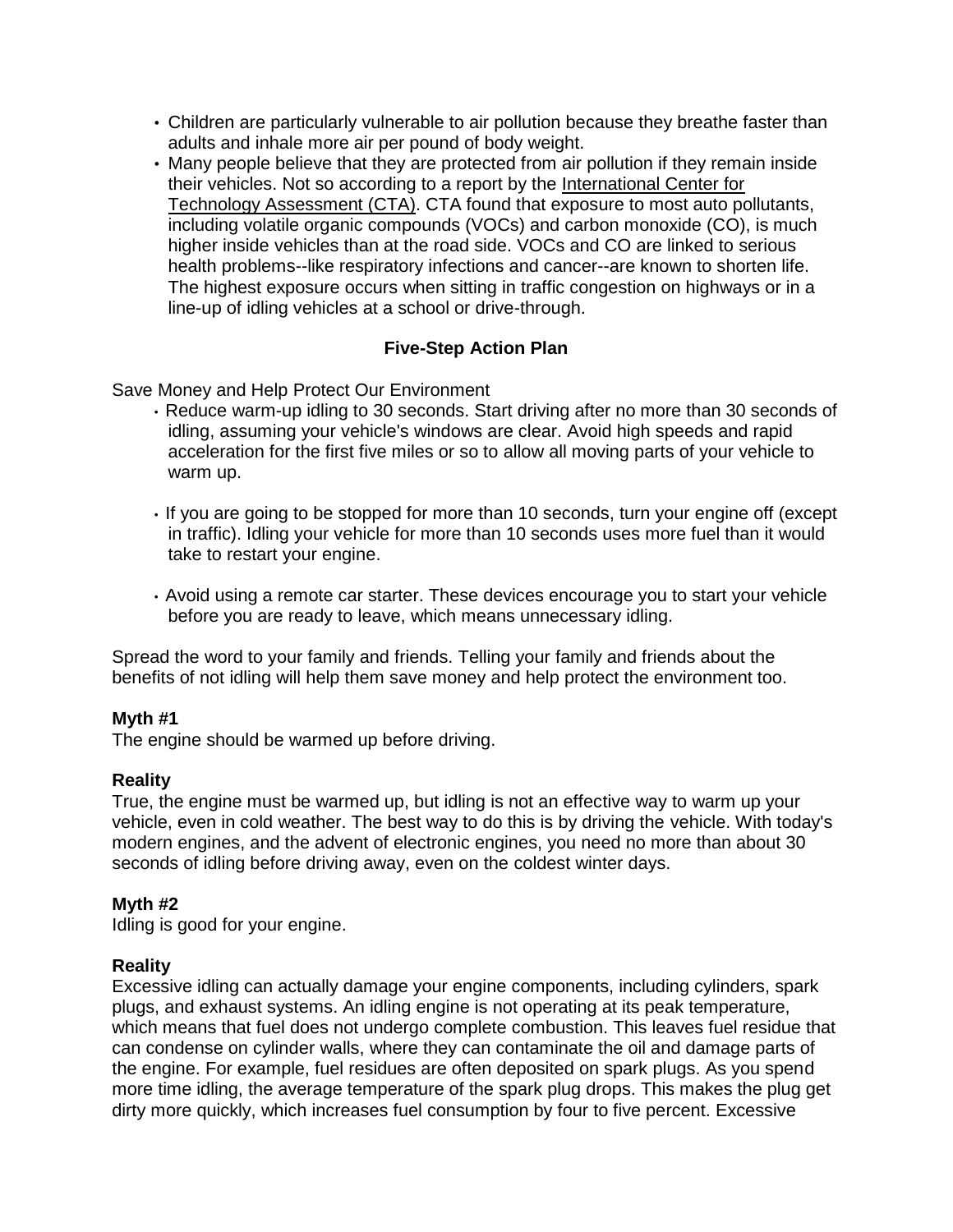- Children are particularly vulnerable to air pollution because they breathe faster than adults and inhale more air per pound of body weight.
- Many people believe that they are protected from air pollution if they remain inside their vehicles. Not so according to a report by the International Center for Technology Assessment (CTA). CTA found that exposure to most auto pollutants, including volatile organic compounds (VOCs) and carbon monoxide (CO), is much higher inside vehicles than at the road side. VOCs and CO are linked to serious health problems--like respiratory infections and cancer--are known to shorten life. The highest exposure occurs when sitting in traffic congestion on highways or in a line-up of idling vehicles at a school or drive-through.

**Five-Step Action Plan**

Save Money and Help Protect Our Environment

- Reduce warm-up idling to 30 seconds. Start driving after no more than 30 seconds of idling, assuming your vehicle's windows are clear. Avoid high speeds and rapid acceleration for the first five miles or so to allow all moving parts of your vehicle to warm up.

- If you are going to be stopped for more than 10 seconds, turn your engine off (except in traffic). Idling your vehicle for more than 10 seconds uses more fuel than it would take to restart your engine.

- Avoid using a remote car starter. These devices encourage you to start your vehicle before you are ready to leave, which means unnecessary idling.

Spread the word to your family and friends. Telling your family and friends about the benefits of not idling will help them save money and help protect the environment too.

**Myth #1**
The engine should be warmed up before driving.

**Reality**
True, the engine must be warmed up, but idling is not an effective way to warm up your vehicle, even in cold weather. The best way to do this is by driving the vehicle. With today's modern engines, and the advent of electronic engines, you need no more than about 30 seconds of idling before driving away, even on the coldest winter days.

**Myth #2**
Idling is good for your engine.

**Reality**
Excessive idling can actually damage your engine components, including cylinders, spark plugs, and exhaust systems. An idling engine is not operating at its peak temperature, which means that fuel does not undergo complete combustion. This leaves fuel residue that can condense on cylinder walls, where they can contaminate the oil and damage parts of the engine. For example, fuel residues are often deposited on spark plugs. As you spend more time idling, the average temperature of the spark plug drops. This makes the plug get dirty more quickly, which increases fuel consumption by four to five percent. Excessive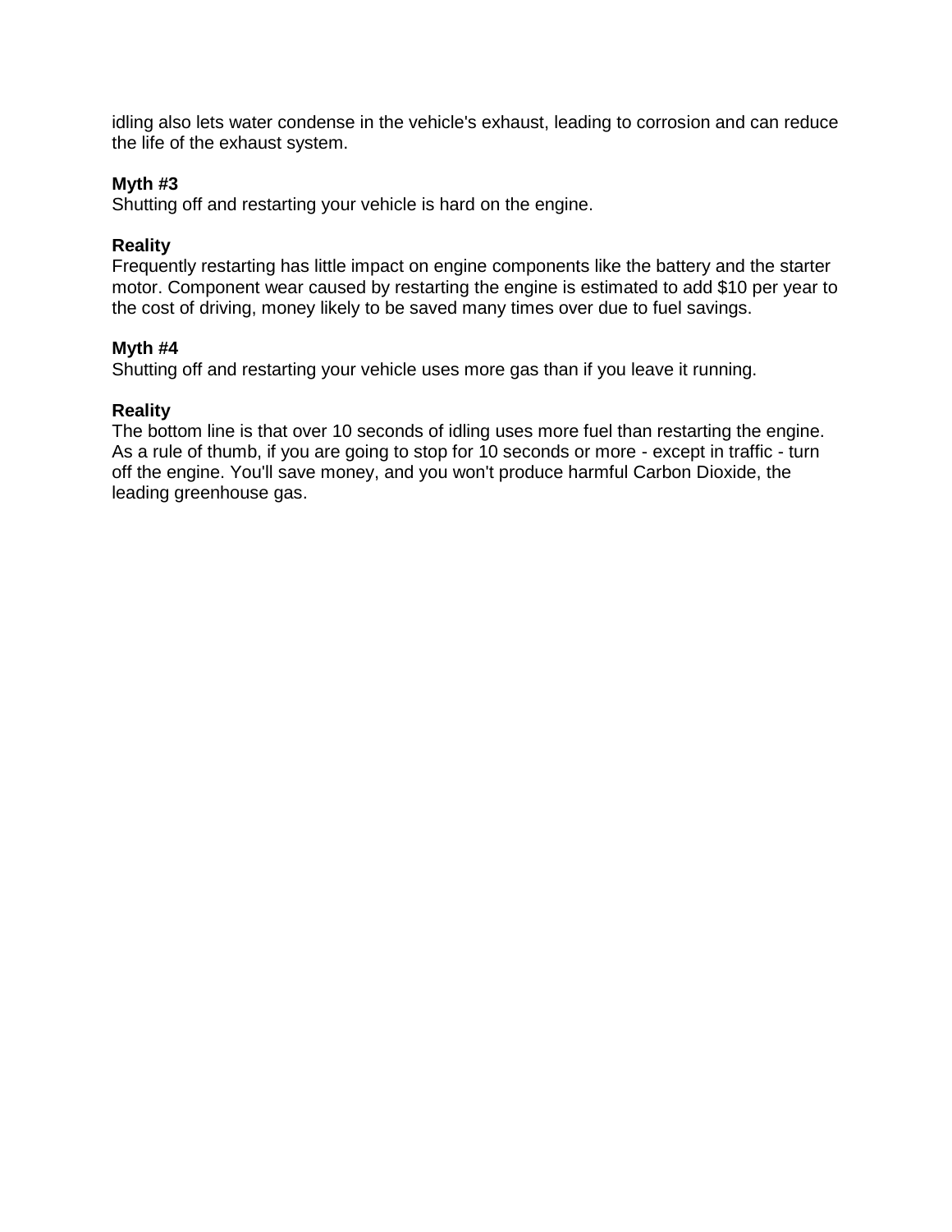idling also lets water condense in the vehicle's exhaust, leading to corrosion and can reduce the life of the exhaust system.

**Myth #3**
Shutting off and restarting your vehicle is hard on the engine.

**Reality**
Frequently restarting has little impact on engine components like the battery and the starter motor. Component wear caused by restarting the engine is estimated to add $10 per year to the cost of driving, money likely to be saved many times over due to fuel savings.

**Myth #4**
Shutting off and restarting your vehicle uses more gas than if you leave it running.

**Reality**
The bottom line is that over 10 seconds of idling uses more fuel than restarting the engine. As a rule of thumb, if you are going to stop for 10 seconds or more - except in traffic - turn off the engine. You'll save money, and you won't produce harmful Carbon Dioxide, the leading greenhouse gas.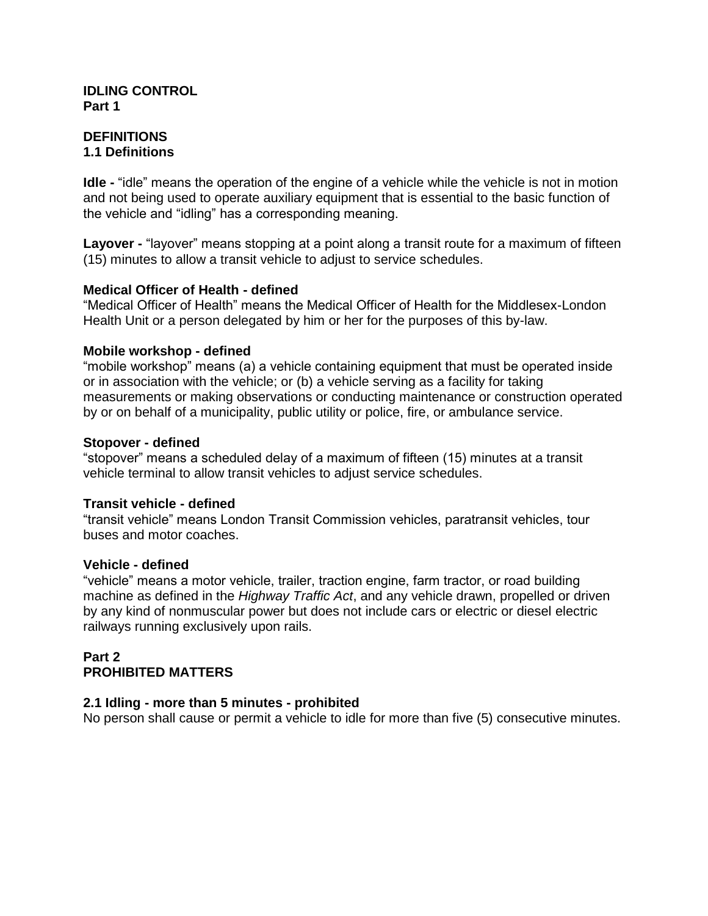**IDLING CONTROL**
**Part 1**

**DEFINITIONS**
**1.1 Definitions**

**Idle -** “idle” means the operation of the engine of a vehicle while the vehicle is not in motion and not being used to operate auxiliary equipment that is essential to the basic function of the vehicle and “idling” has a corresponding meaning.

**Layover -** “layover” means stopping at a point along a transit route for a maximum of fifteen (15) minutes to allow a transit vehicle to adjust to service schedules.

**Medical Officer of Health - defined**
“Medical Officer of Health” means the Medical Officer of Health for the Middlesex-London Health Unit or a person delegated by him or her for the purposes of this by-law.

**Mobile workshop - defined**
“mobile workshop” means (a) a vehicle containing equipment that must be operated inside or in association with the vehicle; or (b) a vehicle serving as a facility for taking measurements or making observations or conducting maintenance or construction operated by or on behalf of a municipality, public utility or police, fire, or ambulance service.

**Stopover - defined**
“stopover” means a scheduled delay of a maximum of fifteen (15) minutes at a transit vehicle terminal to allow transit vehicles to adjust service schedules.

**Transit vehicle - defined**
“transit vehicle” means London Transit Commission vehicles, paratransit vehicles, tour buses and motor coaches.

**Vehicle - defined**
“vehicle” means a motor vehicle, trailer, traction engine, farm tractor, or road building machine as defined in the *Highway Traffic Act*, and any vehicle drawn, propelled or driven by any kind of nonmuscular power but does not include cars or electric or diesel electric railways running exclusively upon rails.

**Part 2**
**PROHIBITED MATTERS**

**2.1 Idling - more than 5 minutes - prohibited**
No person shall cause or permit a vehicle to idle for more than five (5) consecutive minutes.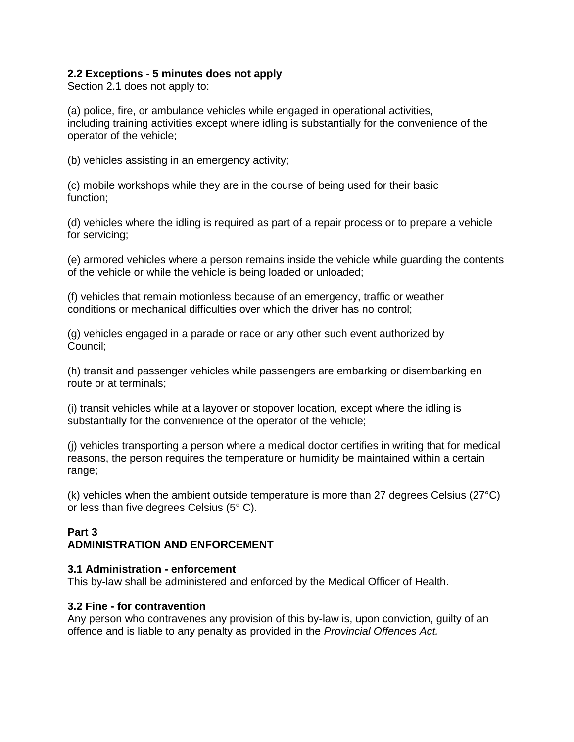**2.2 Exceptions - 5 minutes does not apply**

Section 2.1 does not apply to:

(a) police, fire, or ambulance vehicles while engaged in operational activities, including training activities except where idling is substantially for the convenience of the operator of the vehicle;

(b) vehicles assisting in an emergency activity;

(c) mobile workshops while they are in the course of being used for their basic function;

(d) vehicles where the idling is required as part of a repair process or to prepare a vehicle for servicing;

(e) armored vehicles where a person remains inside the vehicle while guarding the contents of the vehicle or while the vehicle is being loaded or unloaded;

(f) vehicles that remain motionless because of an emergency, traffic or weather conditions or mechanical difficulties over which the driver has no control;

(g) vehicles engaged in a parade or race or any other such event authorized by Council;

(h) transit and passenger vehicles while passengers are embarking or disembarking en route or at terminals;

(i) transit vehicles while at a layover or stopover location, except where the idling is substantially for the convenience of the operator of the vehicle;

(j) vehicles transporting a person where a medical doctor certifies in writing that for medical reasons, the person requires the temperature or humidity be maintained within a certain range;

(k) vehicles when the ambient outside temperature is more than 27 degrees Celsius (27°C) or less than five degrees Celsius (5° C).

## Part 3
## ADMINISTRATION AND ENFORCEMENT

**3.1 Administration - enforcement**

This by-law shall be administered and enforced by the Medical Officer of Health.

**3.2 Fine - for contravention**

Any person who contravenes any provision of this by-law is, upon conviction, guilty of an offence and is liable to any penalty as provided in the *Provincial Offences Act.*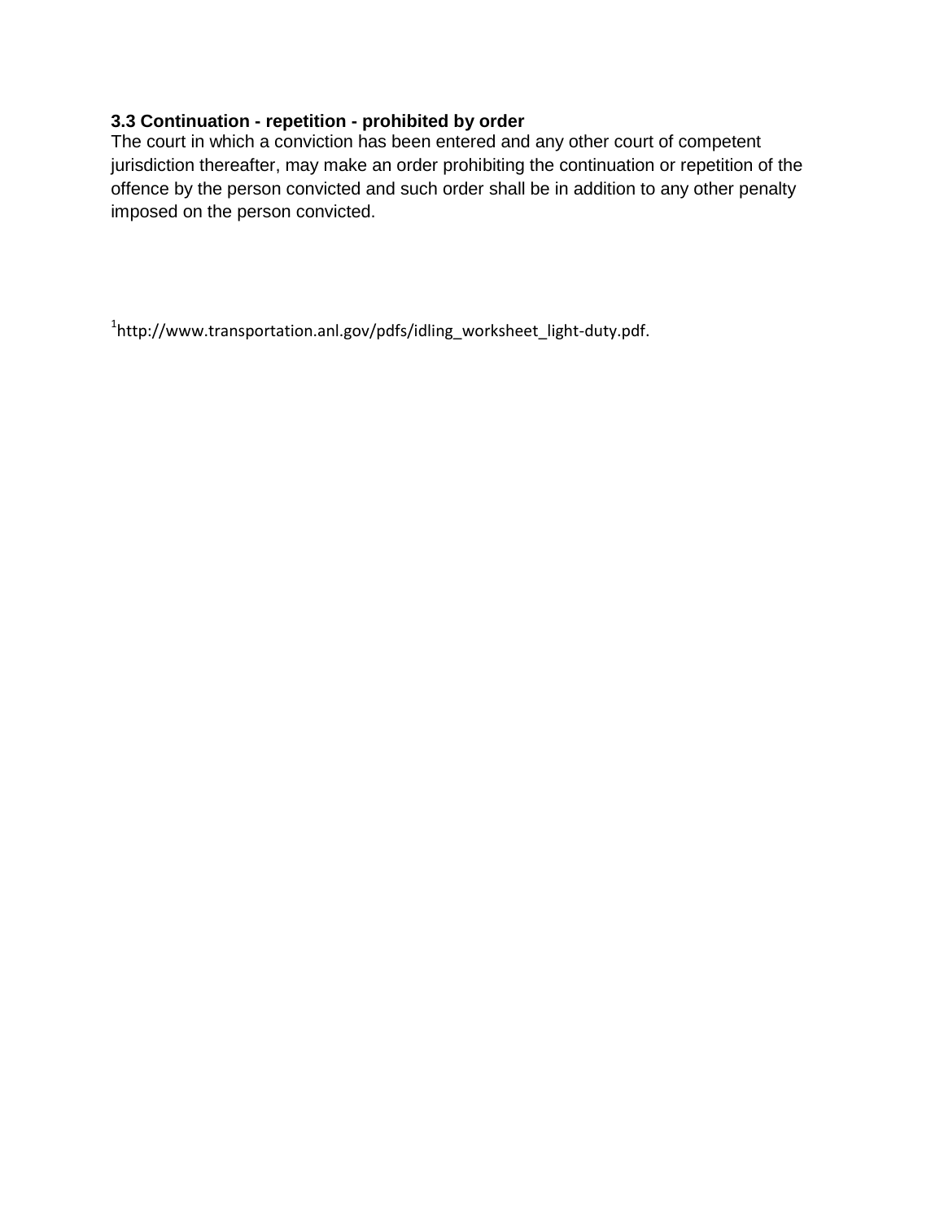### 3.3 Continuation - repetition - prohibited by order

The court in which a conviction has been entered and any other court of competent jurisdiction thereafter, may make an order prohibiting the continuation or repetition of the offence by the person convicted and such order shall be in addition to any other penalty imposed on the person convicted.

[1]http://www.transportation.anl.gov/pdfs/idling_worksheet_light-duty.pdf.